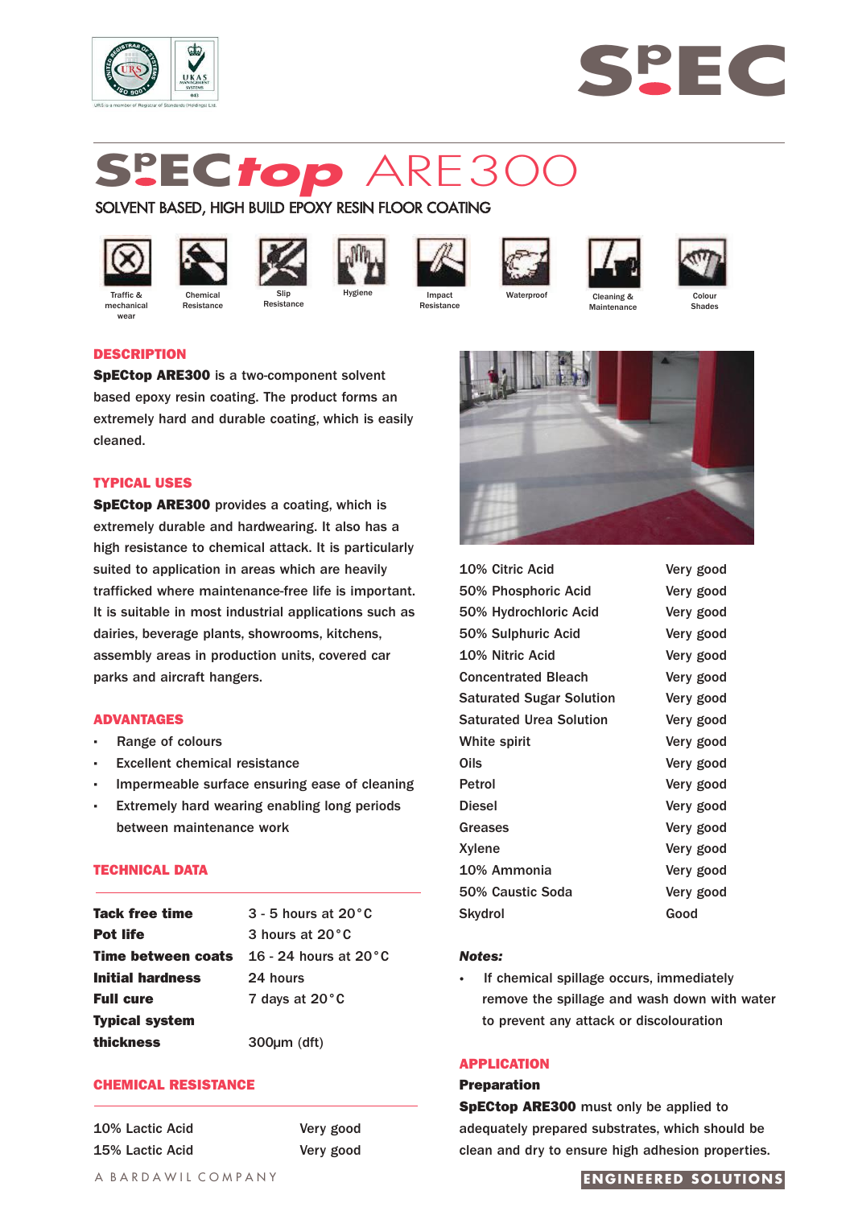# SpECtop ARE300

SOLVENT BASED, HIGH BUILD EPOXY RESIN FLOOR COATING

Traffic & mechanical wear | Chemical Resistance | Slip Resistance | Hygiene | Impact Resistance | Waterproof | Cleaning & Maintenance | Colour Shades

## DESCRIPTION

**SpECtop ARE300** is a two-component solvent based epoxy resin coating. The product forms an extremely hard and durable coating, which is easily cleaned.

## TYPICAL USES

**SpECtop ARE300** provides a coating, which is extremely durable and hardwearing. It also has a high resistance to chemical attack. It is particularly suited to application in areas which are heavily trafficked where maintenance-free life is important. It is suitable in most industrial applications such as dairies, beverage plants, showrooms, kitchens, assembly areas in production units, covered car parks and aircraft hangers.

## ADVANTAGES

- Range of colours
- Excellent chemical resistance
- Impermeable surface ensuring ease of cleaning
- Extremely hard wearing enabling long periods between maintenance work

## TECHNICAL DATA

| | |
|---|---|
| **Tack free time** | 3 - 5 hours at 20°C |
| **Pot life** | 3 hours at 20°C |
| **Time between coats** | 16 - 24 hours at 20°C |
| **Initial hardness** | 24 hours |
| **Full cure** | 7 days at 20°C |
| **Typical system thickness** | 300μm (dft) |

## CHEMICAL RESISTANCE

| | |
|---|---|
| 10% Lactic Acid | Very good |
| 15% Lactic Acid | Very good |
| 10% Citric Acid | Very good |
| 50% Phosphoric Acid | Very good |
| 50% Hydrochloric Acid | Very good |
| 50% Sulphuric Acid | Very good |
| 10% Nitric Acid | Very good |
| Concentrated Bleach | Very good |
| Saturated Sugar Solution | Very good |
| Saturated Urea Solution | Very good |
| White spirit | Very good |
| Oils | Very good |
| Petrol | Very good |
| Diesel | Very good |
| Greases | Very good |
| Xylene | Very good |
| 10% Ammonia | Very good |
| 50% Caustic Soda | Very good |
| Skydrol | Good |

***Notes:***

- If chemical spillage occurs, immediately remove the spillage and wash down with water to prevent any attack or discolouration

## APPLICATION

**Preparation**

**SpECtop ARE300** must only be applied to adequately prepared substrates, which should be clean and dry to ensure high adhesion properties.

A BARDAWIL COMPANY

ENGINEERED SOLUTIONS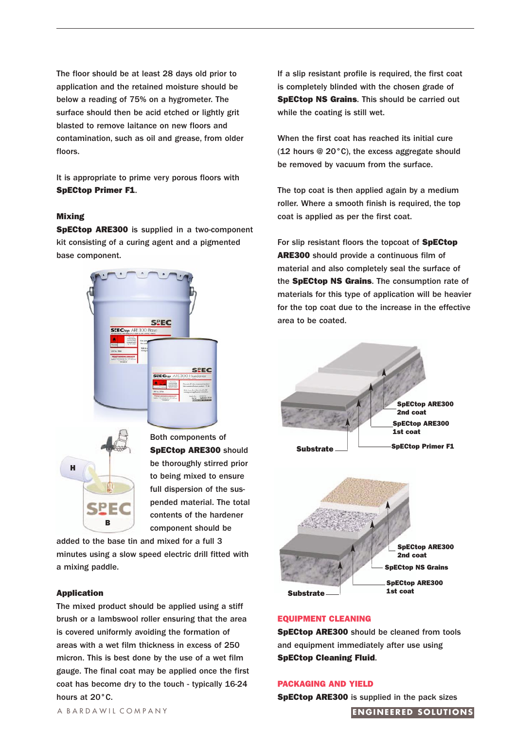The floor should be at least 28 days old prior to application and the retained moisture should be below a reading of 75% on a hygrometer. The surface should then be acid etched or lightly grit blasted to remove laitance on new floors and contamination, such as oil and grease, from older floors.

It is appropriate to prime very porous floors with **SpECtop Primer F1**.

### Mixing

**SpECtop ARE300** is supplied in a two-component kit consisting of a curing agent and a pigmented base component.

Both components of **SpECtop ARE300** should be thoroughly stirred prior to being mixed to ensure full dispersion of the suspended material. The total contents of the hardener component should be added to the base tin and mixed for a full 3 minutes using a slow speed electric drill fitted with a mixing paddle.

### Application

The mixed product should be applied using a stiff brush or a lambswool roller ensuring that the area is covered uniformly avoiding the formation of areas with a wet film thickness in excess of 250 micron. This is best done by the use of a wet film gauge. The final coat may be applied once the first coat has become dry to the touch - typically 16-24 hours at 20°C.

If a slip resistant profile is required, the first coat is completely blinded with the chosen grade of **SpECtop NS Grains**. This should be carried out while the coating is still wet.

When the first coat has reached its initial cure (12 hours @ 20°C), the excess aggregate should be removed by vacuum from the surface.

The top coat is then applied again by a medium roller. Where a smooth finish is required, the top coat is applied as per the first coat.

For slip resistant floors the topcoat of **SpECtop ARE300** should provide a continuous film of material and also completely seal the surface of the **SpECtop NS Grains**. The consumption rate of materials for this type of application will be heavier for the top coat due to the increase in the effective area to be coated.

Substrate — SpECtop Primer F1 — SpECtop ARE300 1st coat — SpECtop ARE300 2nd coat

Substrate — SpECtop ARE300 1st coat — SpECtop NS Grains — SpECtop ARE300 2nd coat

## EQUIPMENT CLEANING

**SpECtop ARE300** should be cleaned from tools and equipment immediately after use using **SpECtop Cleaning Fluid**.

## PACKAGING AND YIELD

**SpECtop ARE300** is supplied in the pack sizes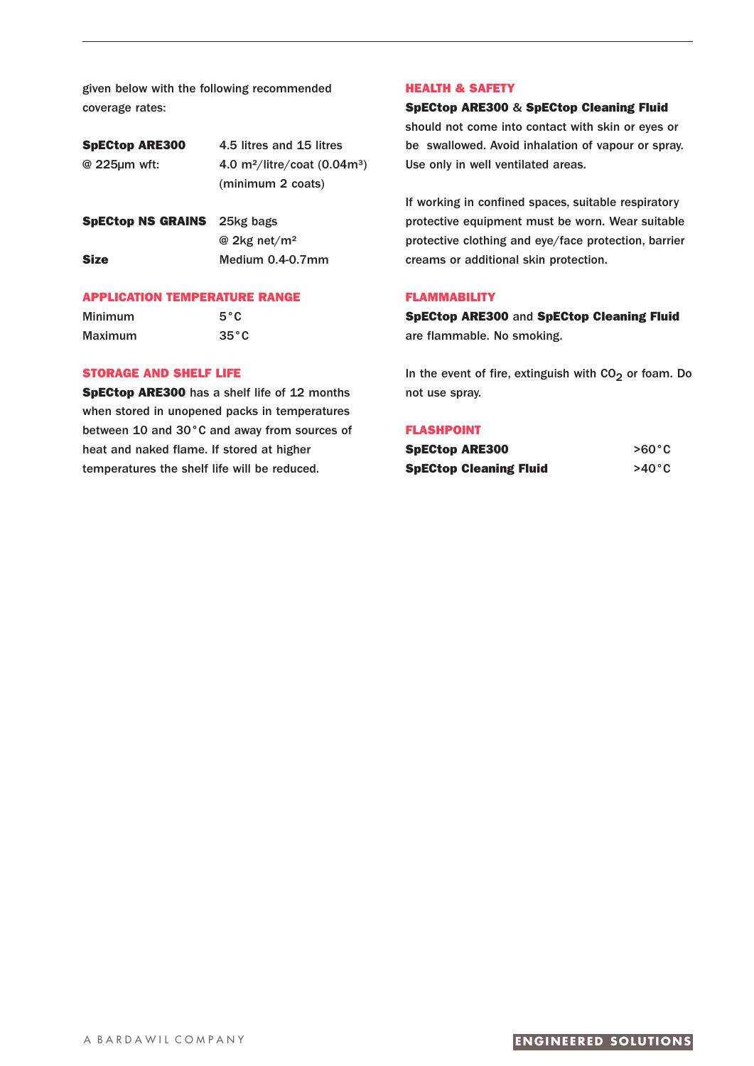given below with the following recommended coverage rates:

| | |
|---|---|
| **SpECtop ARE300** @ 225µm wft: | 4.5 litres and 15 litres 4.0 m²/litre/coat (0.04m³) (minimum 2 coats) |
| **SpECtop NS GRAINS** | 25kg bags @ 2kg net/m² |
| **Size** | Medium 0.4-0.7mm |

## APPLICATION TEMPERATURE RANGE

| | |
|---|---|
| Minimum | 5°C |
| Maximum | 35°C |

## STORAGE AND SHELF LIFE

**SpECtop ARE300** has a shelf life of 12 months when stored in unopened packs in temperatures between 10 and 30°C and away from sources of heat and naked flame. If stored at higher temperatures the shelf life will be reduced.

## HEALTH & SAFETY

**SpECtop ARE300** & **SpECtop Cleaning Fluid** should not come into contact with skin or eyes or be swallowed. Avoid inhalation of vapour or spray. Use only in well ventilated areas.

If working in confined spaces, suitable respiratory protective equipment must be worn. Wear suitable protective clothing and eye/face protection, barrier creams or additional skin protection.

## FLAMMABILITY

**SpECtop ARE300** and **SpECtop Cleaning Fluid** are flammable. No smoking.

In the event of fire, extinguish with $CO_2$ or foam. Do not use spray.

## FLASHPOINT

| | |
|---|---|
| **SpECtop ARE300** | >60°C |
| **SpECtop Cleaning Fluid** | >40°C |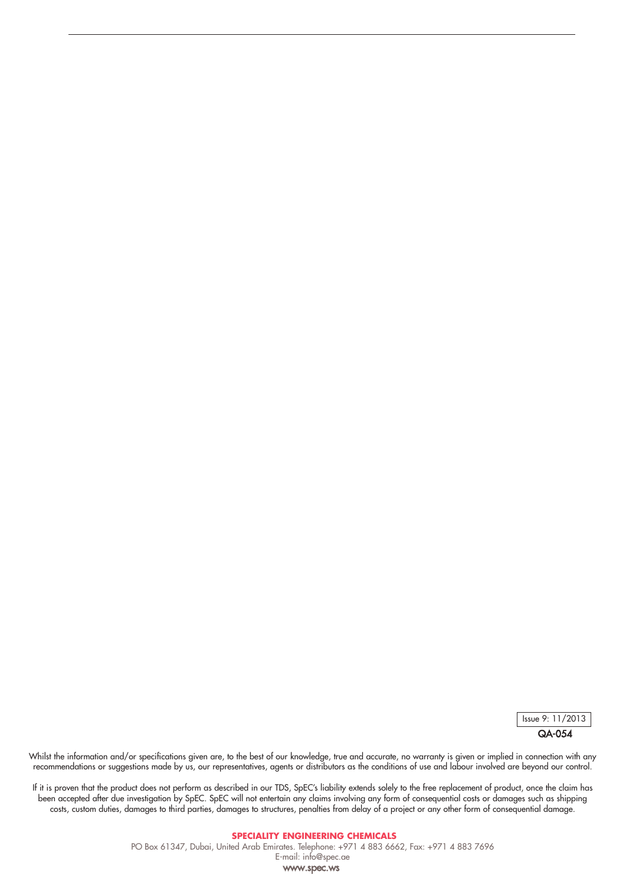Issue 9: 11/2013

QA-054

Whilst the information and/or specifications given are, to the best of our knowledge, true and accurate, no warranty is given or implied in connection with any recommendations or suggestions made by us, our representatives, agents or distributors as the conditions of use and labour involved are beyond our control.

If it is proven that the product does not perform as described in our TDS, SpEC's liability extends solely to the free replacement of product, once the claim has been accepted after due investigation by SpEC. SpEC will not entertain any claims involving any form of consequential costs or damages such as shipping costs, custom duties, damages to third parties, damages to structures, penalties from delay of a project or any other form of consequential damage.

**SPECIALITY ENGINEERING CHEMICALS**

PO Box 61347, Dubai, United Arab Emirates. Telephone: +971 4 883 6662, Fax: +971 4 883 7696

E-mail: info@spec.ae

www.spec.ws